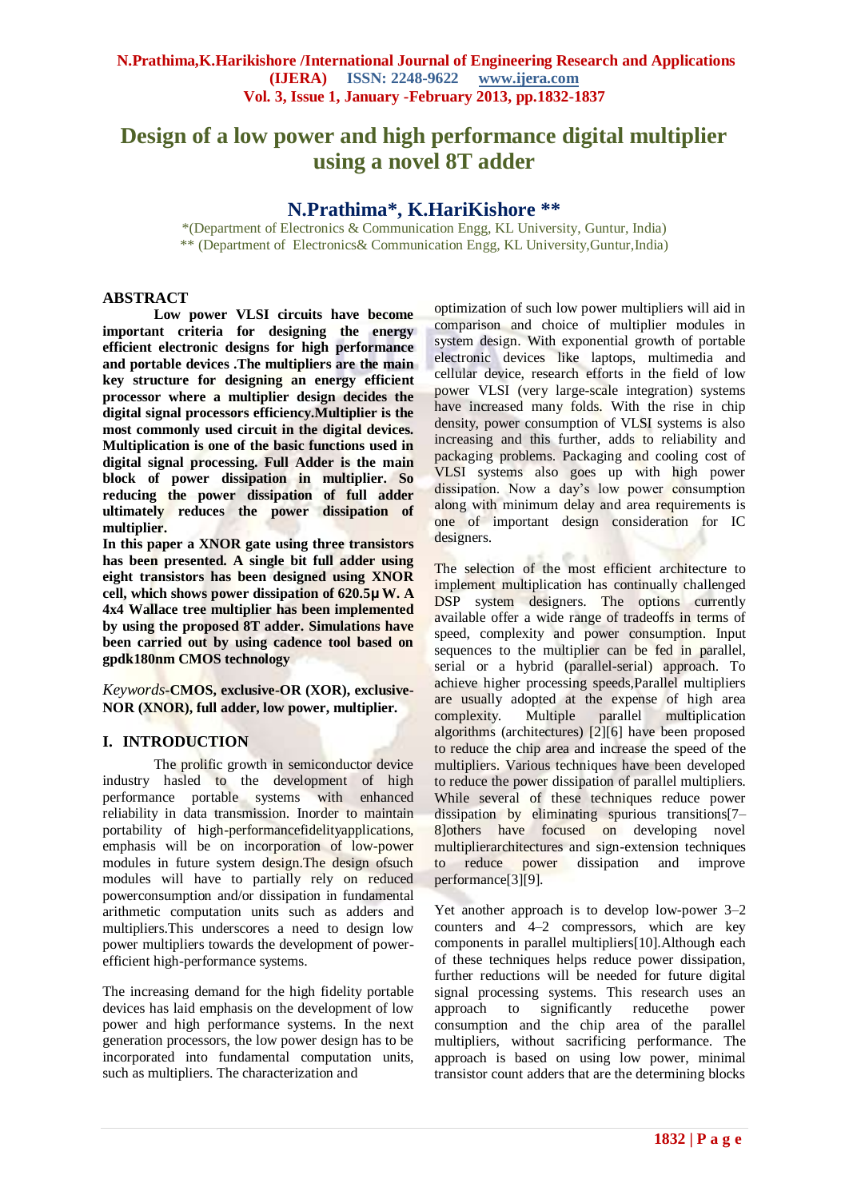# Design of a low power and high performance digital multiplier using a novel 8T adder

## N.Prathima*, K.HariKishore **

*(Department of Electronics & Communication Engg, KL University, Guntur, India)
** (Department of Electronics& Communication Engg, KL University,Guntur,India)

## ABSTRACT

**Low power VLSI circuits have become important criteria for designing the energy efficient electronic designs for high performance and portable devices .The multipliers are the main key structure for designing an energy efficient processor where a multiplier design decides the digital signal processors efficiency.Multiplier is the most commonly used circuit in the digital devices. Multiplication is one of the basic functions used in digital signal processing. Full Adder is the main block of power dissipation in multiplier. So reducing the power dissipation of full adder ultimately reduces the power dissipation of multiplier.**

**In this paper a XNOR gate using three transistors has been presented. A single bit full adder using eight transistors has been designed using XNOR cell, which shows power dissipation of 620.5μ W. A 4x4 Wallace tree multiplier has been implemented by using the proposed 8T adder. Simulations have been carried out by using cadence tool based on gpdk180nm CMOS technology**

*Keywords*-**CMOS, exclusive-OR (XOR), exclusive-NOR (XNOR), full adder, low power, multiplier.**

## I. INTRODUCTION

The prolific growth in semiconductor device industry hasled to the development of high performance portable systems with enhanced reliability in data transmission. Inorder to maintain portability of high-performancefidelityapplications, emphasis will be on incorporation of low-power modules in future system design.The design ofsuch modules will have to partially rely on reduced powerconsumption and/or dissipation in fundamental arithmetic computation units such as adders and multipliers.This underscores a need to design low power multipliers towards the development of power-efficient high-performance systems.

The increasing demand for the high fidelity portable devices has laid emphasis on the development of low power and high performance systems. In the next generation processors, the low power design has to be incorporated into fundamental computation units, such as multipliers. The characterization and optimization of such low power multipliers will aid in comparison and choice of multiplier modules in system design. With exponential growth of portable electronic devices like laptops, multimedia and cellular device, research efforts in the field of low power VLSI (very large-scale integration) systems have increased many folds. With the rise in chip density, power consumption of VLSI systems is also increasing and this further, adds to reliability and packaging problems. Packaging and cooling cost of VLSI systems also goes up with high power dissipation. Now a day's low power consumption along with minimum delay and area requirements is one of important design consideration for IC designers.

The selection of the most efficient architecture to implement multiplication has continually challenged DSP system designers. The options currently available offer a wide range of tradeoffs in terms of speed, complexity and power consumption. Input sequences to the multiplier can be fed in parallel, serial or a hybrid (parallel-serial) approach. To achieve higher processing speeds,Parallel multipliers are usually adopted at the expense of high area complexity. Multiple parallel multiplication algorithms (architectures) [2][6] have been proposed to reduce the chip area and increase the speed of the multipliers. Various techniques have been developed to reduce the power dissipation of parallel multipliers. While several of these techniques reduce power dissipation by eliminating spurious transitions[7–8]others have focused on developing novel multiplierarchitectures and sign-extension techniques to reduce power dissipation and improve performance[3][9].

Yet another approach is to develop low-power 3–2 counters and 4–2 compressors, which are key components in parallel multipliers[10].Although each of these techniques helps reduce power dissipation, further reductions will be needed for future digital signal processing systems. This research uses an approach to significantly reducethe power consumption and the chip area of the parallel multipliers, without sacrificing performance. The approach is based on using low power, minimal transistor count adders that are the determining blocks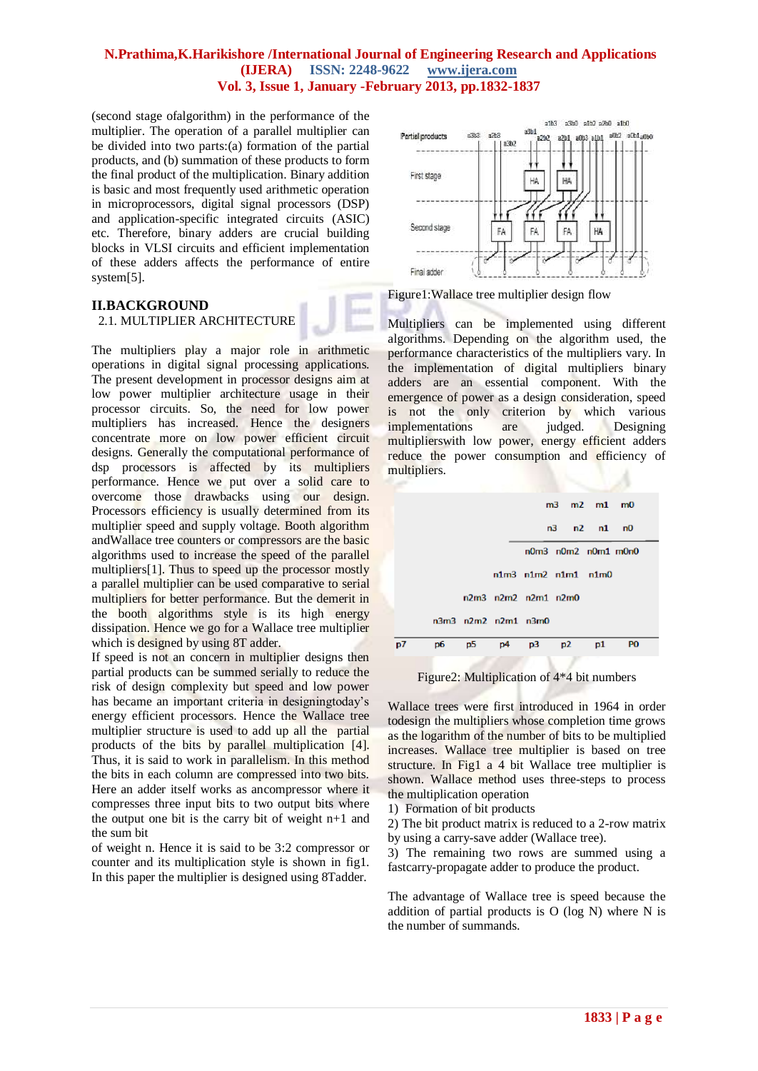(second stage ofalgorithm) in the performance of the multiplier. The operation of a parallel multiplier can be divided into two parts:(a) formation of the partial products, and (b) summation of these products to form the final product of the multiplication. Binary addition is basic and most frequently used arithmetic operation in microprocessors, digital signal processors (DSP) and application-specific integrated circuits (ASIC) etc. Therefore, binary adders are crucial building blocks in VLSI circuits and efficient implementation of these adders affects the performance of entire system[5].

## II.BACKGROUND

### 2.1. MULTIPLIER ARCHITECTURE

The multipliers play a major role in arithmetic operations in digital signal processing applications. The present development in processor designs aim at low power multiplier architecture usage in their processor circuits. So, the need for low power multipliers has increased. Hence the designers concentrate more on low power efficient circuit designs. Generally the computational performance of dsp processors is affected by its multipliers performance. Hence we put over a solid care to overcome those drawbacks using our design. Processors efficiency is usually determined from its multiplier speed and supply voltage. Booth algorithm andWallace tree counters or compressors are the basic algorithms used to increase the speed of the parallel multipliers[1]. Thus to speed up the processor mostly a parallel multiplier can be used comparative to serial multipliers for better performance. But the demerit in the booth algorithms style is its high energy dissipation. Hence we go for a Wallace tree multiplier which is designed by using 8T adder.

If speed is not an concern in multiplier designs then partial products can be summed serially to reduce the risk of design complexity but speed and low power has became an important criteria in designingtoday's energy efficient processors. Hence the Wallace tree multiplier structure is used to add up all the partial products of the bits by parallel multiplication [4]. Thus, it is said to work in parallelism. In this method the bits in each column are compressed into two bits. Here an adder itself works as ancompressor where it compresses three input bits to two output bits where the output one bit is the carry bit of weight n+1 and the sum bit of weight n. Hence it is said to be 3:2 compressor or counter and its multiplication style is shown in fig1. In this paper the multiplier is designed using 8Tadder.

Figure1:Wallace tree multiplier design flow

Multipliers can be implemented using different algorithms. Depending on the algorithm used, the performance characteristics of the multipliers vary. In the implementation of digital multipliers binary adders are an essential component. With the emergence of power as a design consideration, speed is not the only criterion by which various implementations are judged. Designing multiplierswith low power, energy efficient adders reduce the power consumption and efficiency of multipliers.

| | | | | m3 | m2 | m1 | m0 |
|---|---|---|---|---|---|---|---|
| | | | | n3 | n2 | n1 | n0 |
| | | | | n0m3 | n0m2 | n0m1 | n0m0 |
| | | | n1m3 | n1m2 | n1m1 | n1m0 | |
| | | n2m3 | n2m2 | n2m1 | n2m0 | | |
| | n3m3 | n2m2 | n2m1 | n3m0 | | | |
| p7 | p6 | p5 | p4 | p3 | p2 | p1 | P0 |

Figure2: Multiplication of 4*4 bit numbers

Wallace trees were first introduced in 1964 in order todesign the multipliers whose completion time grows as the logarithm of the number of bits to be multiplied increases. Wallace tree multiplier is based on tree structure. In Fig1 a 4 bit Wallace tree multiplier is shown. Wallace method uses three-steps to process the multiplication operation

1) Formation of bit products
2) The bit product matrix is reduced to a 2-row matrix by using a carry-save adder (Wallace tree).
3) The remaining two rows are summed using a fastcarry-propagate adder to produce the product.

The advantage of Wallace tree is speed because the addition of partial products is O (log N) where N is the number of summands.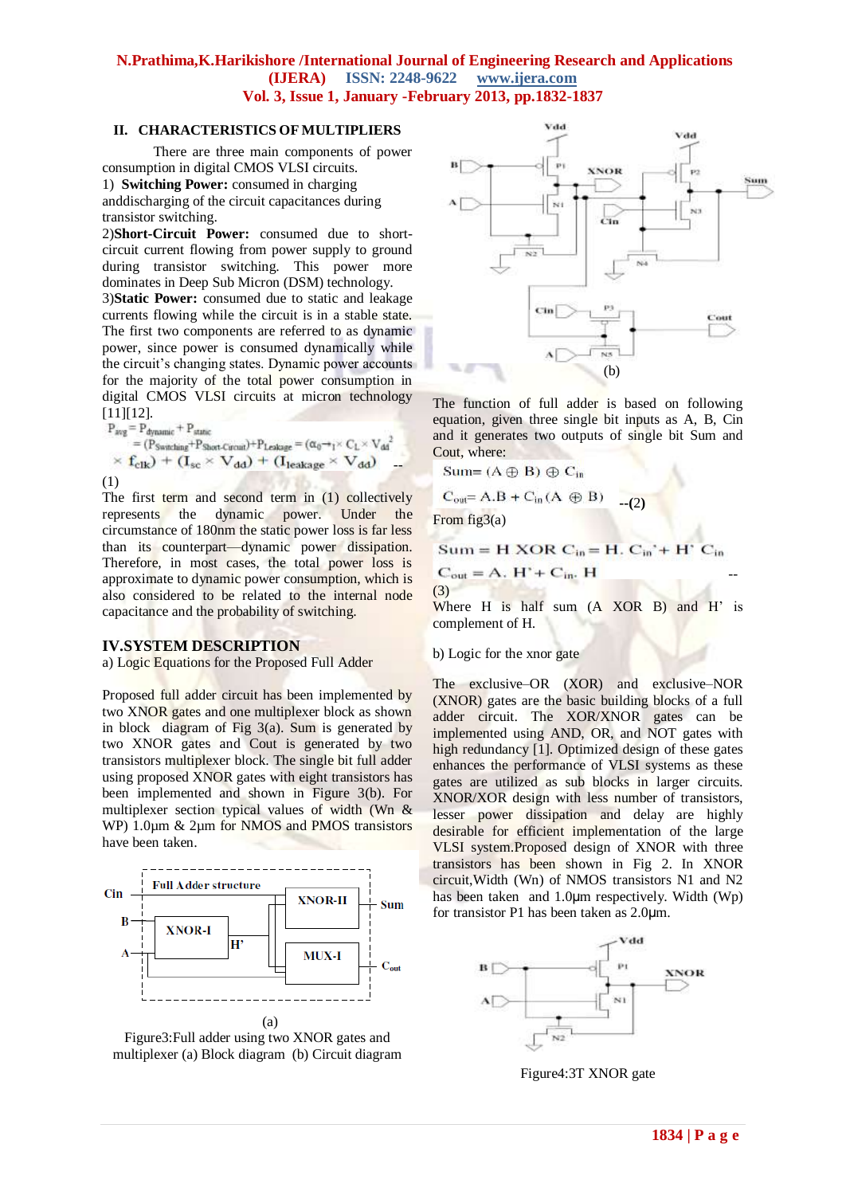## II. CHARACTERISTICS OF MULTIPLIERS

There are three main components of power consumption in digital CMOS VLSI circuits.

1) **Switching Power:** consumed in charging anddischarging of the circuit capacitances during transistor switching.

2)**Short-Circuit Power:** consumed due to short-circuit current flowing from power supply to ground during transistor switching. This power more dominates in Deep Sub Micron (DSM) technology.

3)**Static Power:** consumed due to static and leakage currents flowing while the circuit is in a stable state.

The first two components are referred to as dynamic power, since power is consumed dynamically while the circuit's changing states. Dynamic power accounts for the majority of the total power consumption in digital CMOS VLSI circuits at micron technology [11][12].

$$P_{avg} = P_{dynamic} + P_{static} = (P_{Switching} + P_{Short\text{-}Circuit}) + P_{Leakage} = (\alpha_{0\rightarrow1} \times C_L \times V_{dd}^2 \times f_{clk}) + (I_{sc} \times V_{dd}) + (I_{leakage} \times V_{dd}) \quad \text{--(1)}$$

The first term and second term in (1) collectively represents the dynamic power. Under the circumstance of 180nm the static power loss is far less than its counterpart—dynamic power dissipation. Therefore, in most cases, the total power loss is approximate to dynamic power consumption, which is also considered to be related to the internal node capacitance and the probability of switching.

## IV.SYSTEM DESCRIPTION

a) Logic Equations for the Proposed Full Adder

Proposed full adder circuit has been implemented by two XNOR gates and one multiplexer block as shown in block diagram of Fig 3(a). Sum is generated by two XNOR gates and Cout is generated by two transistors multiplexer block. The single bit full adder using proposed XNOR gates with eight transistors has been implemented and shown in Figure 3(b). For multiplexer section typical values of width (Wn & WP) 1.0µm & 2µm for NMOS and PMOS transistors have been taken.

(a)

(b)

Figure3:Full adder using two XNOR gates and multiplexer (a) Block diagram (b) Circuit diagram

The function of full adder is based on following equation, given three single bit inputs as A, B, Cin and it generates two outputs of single bit Sum and Cout, where:

$$Sum = (A \oplus B) \oplus C_{in}$$

$$C_{out} = A.B + C_{in}(A \oplus B) \quad \text{--(2)}$$

From fig3(a)

$$Sum = H \text{ XOR } C_{in} = H.\ C_{in}' + H'\ C_{in}$$

$$C_{out} = A.\ H' + C_{in}.\ H \quad \text{--(3)}$$

Where H is half sum (A XOR B) and H' is complement of H.

b) Logic for the xnor gate

The exclusive–OR (XOR) and exclusive–NOR (XNOR) gates are the basic building blocks of a full adder circuit. The XOR/XNOR gates can be implemented using AND, OR, and NOT gates with high redundancy [1]. Optimized design of these gates enhances the performance of VLSI systems as these gates are utilized as sub blocks in larger circuits. XNOR/XOR design with less number of transistors, lesser power dissipation and delay are highly desirable for efficient implementation of the large VLSI system.Proposed design of XNOR with three transistors has been shown in Fig 2. In XNOR circuit,Width (Wn) of NMOS transistors N1 and N2 has been taken and 1.0µm respectively. Width (Wp) for transistor P1 has been taken as 2.0µm.

Figure4:3T XNOR gate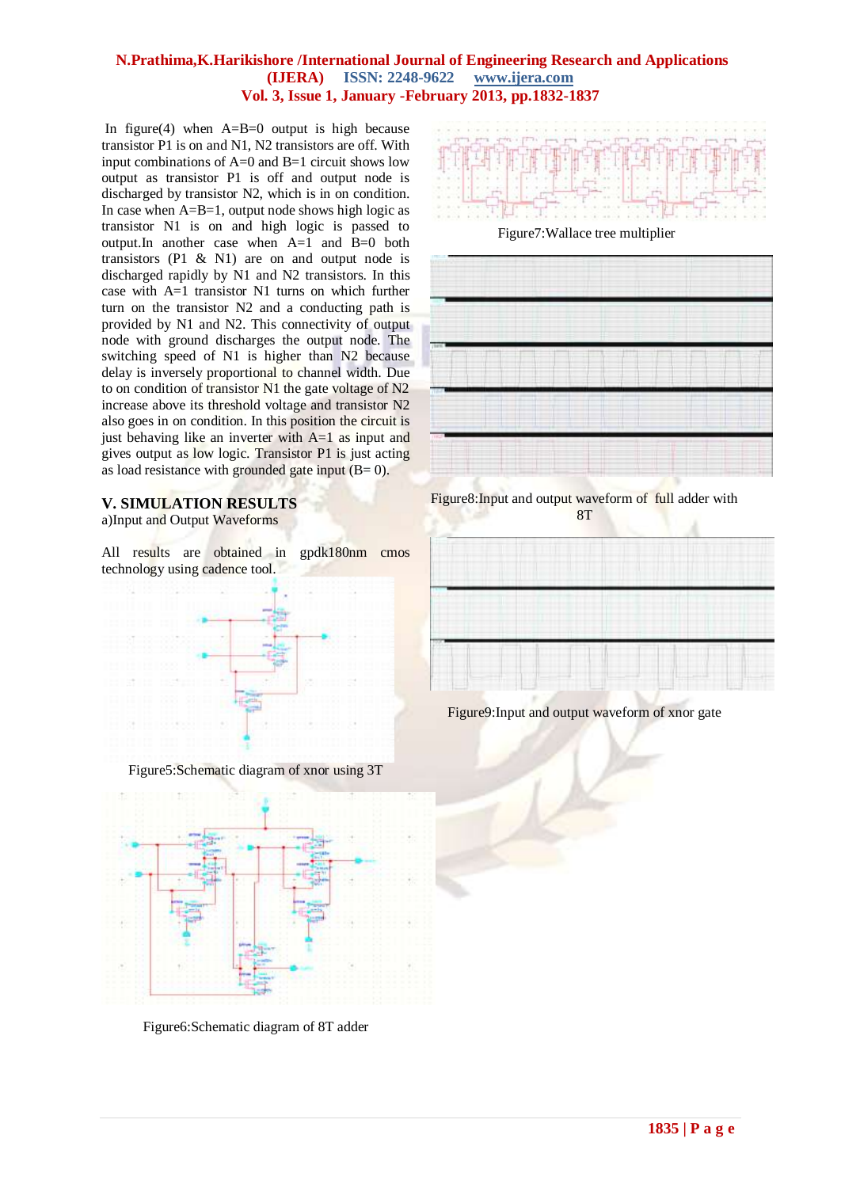In figure(4) when A=B=0 output is high because transistor P1 is on and N1, N2 transistors are off. With input combinations of A=0 and B=1 circuit shows low output as transistor P1 is off and output node is discharged by transistor N2, which is in on condition. In case when A=B=1, output node shows high logic as transistor N1 is on and high logic is passed to output.In another case when A=1 and B=0 both transistors (P1 & N1) are on and output node is discharged rapidly by N1 and N2 transistors. In this case with A=1 transistor N1 turns on which further turn on the transistor N2 and a conducting path is provided by N1 and N2. This connectivity of output node with ground discharges the output node. The switching speed of N1 is higher than N2 because delay is inversely proportional to channel width. Due to on condition of transistor N1 the gate voltage of N2 increase above its threshold voltage and transistor N2 also goes in on condition. In this position the circuit is just behaving like an inverter with A=1 as input and gives output as low logic. Transistor P1 is just acting as load resistance with grounded gate input (B= 0).

## V. SIMULATION RESULTS

a)Input and Output Waveforms

All results are obtained in gpdk180nm cmos technology using cadence tool.

Figure5:Schematic diagram of xnor using 3T

Figure6:Schematic diagram of 8T adder

Figure7:Wallace tree multiplier

Figure8:Input and output waveform of full adder with 8T

Figure9:Input and output waveform of xnor gate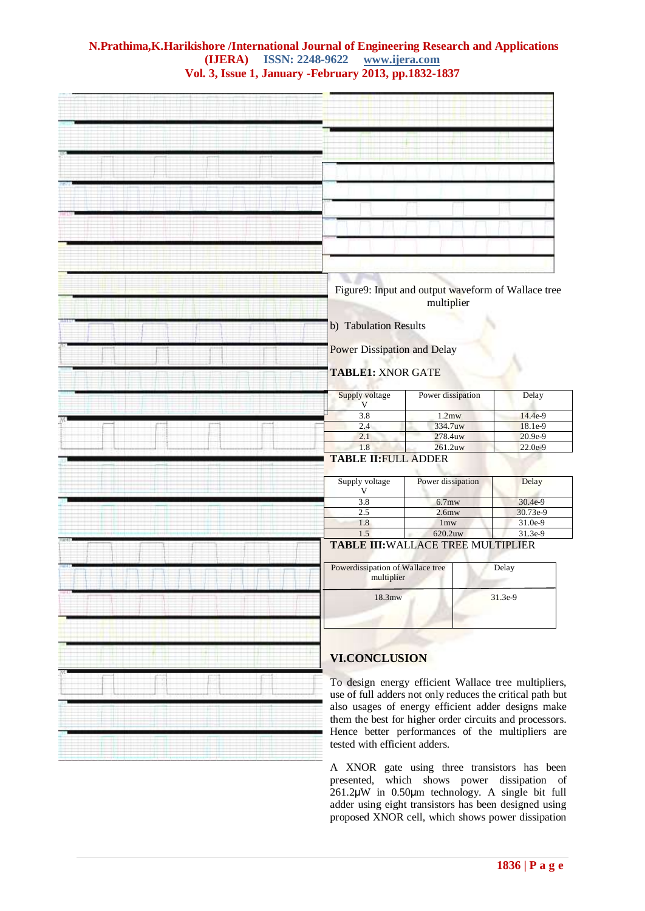Figure9: Input and output waveform of Wallace tree multiplier

b) Tabulation Results

Power Dissipation and Delay

**TABLE1:** XNOR GATE

| Supply voltage V | Power dissipation | Delay |
|---|---|---|
| 3.8 | 1.2mw | 14.4e-9 |
| 2.4 | 334.7uw | 18.1e-9 |
| 2.1 | 278.4uw | 20.9e-9 |
| 1.8 | 261.2uw | 22.0e-9 |

**TABLE II:**FULL ADDER

| Supply voltage V | Power dissipation | Delay |
|---|---|---|
| 3.8 | 6.7mw | 30.4e-9 |
| 2.5 | 2.6mw | 30.73e-9 |
| 1.8 | 1mw | 31.0e-9 |
| 1.5 | 620.2uw | 31.3e-9 |

**TABLE III:**WALLACE TREE MULTIPLIER

| Powerdissipation of Wallace tree multiplier | Delay |
|---|---|
| 18.3mw | 31.3e-9 |

## VI.CONCLUSION

To design energy efficient Wallace tree multipliers, use of full adders not only reduces the critical path but also usages of energy efficient adder designs make them the best for higher order circuits and processors. Hence better performances of the multipliers are tested with efficient adders.

A XNOR gate using three transistors has been presented, which shows power dissipation of 261.2μW in 0.50μm technology. A single bit full adder using eight transistors has been designed using proposed XNOR cell, which shows power dissipation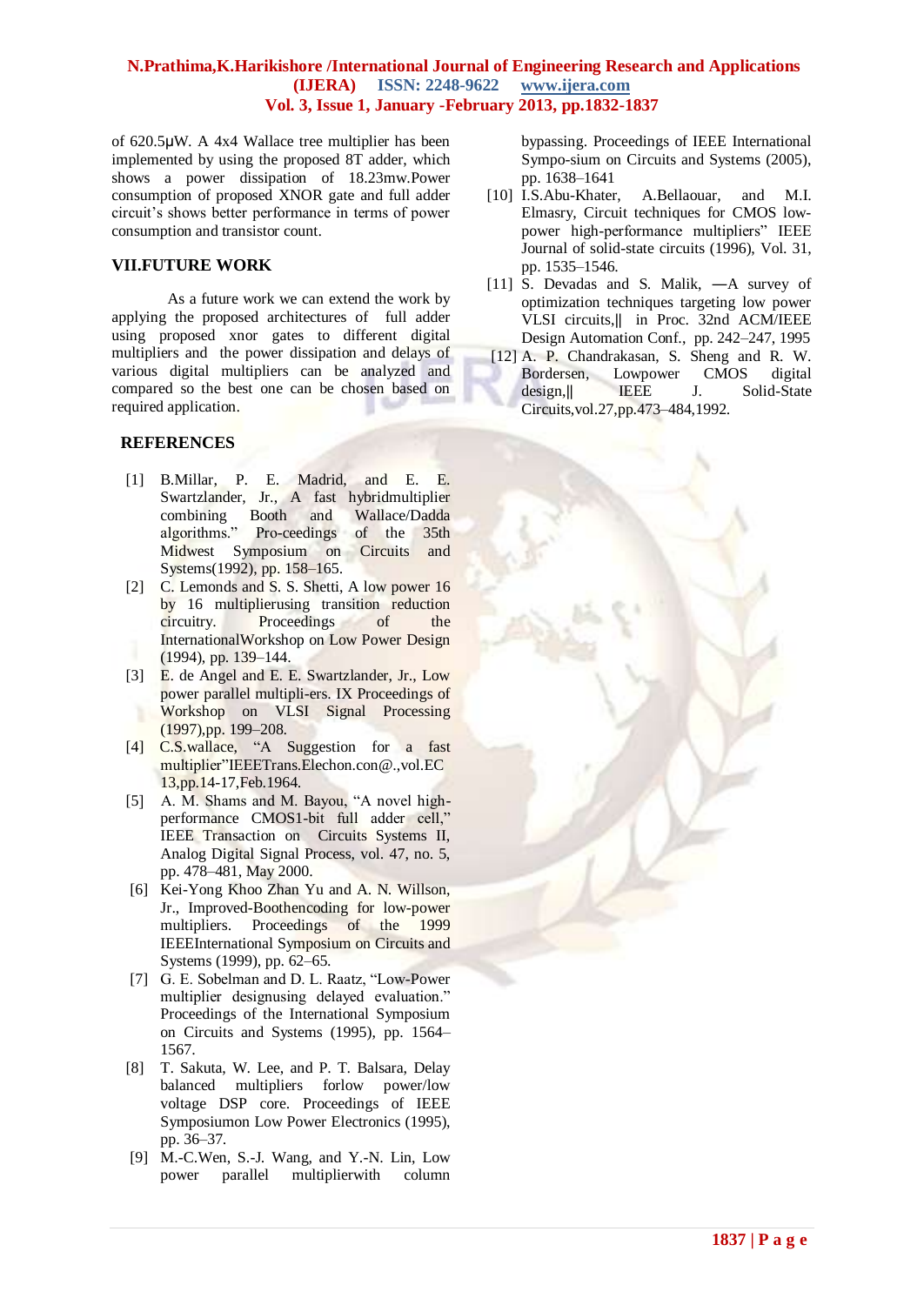of 620.5μW. A 4x4 Wallace tree multiplier has been implemented by using the proposed 8T adder, which shows a power dissipation of 18.23mw.Power consumption of proposed XNOR gate and full adder circuit's shows better performance in terms of power consumption and transistor count.

## VII.FUTURE WORK

As a future work we can extend the work by applying the proposed architectures of full adder using proposed xnor gates to different digital multipliers and the power dissipation and delays of various digital multipliers can be analyzed and compared so the best one can be chosen based on required application.

## REFERENCES

[1] B.Millar, P. E. Madrid, and E. E. Swartzlander, Jr., A fast hybridmultiplier combining Booth and Wallace/Dadda algorithms." Pro-ceedings of the 35th Midwest Symposium on Circuits and Systems(1992), pp. 158–165.

[2] C. Lemonds and S. S. Shetti, A low power 16 by 16 multiplierusing transition reduction circuitry. Proceedings of the InternationalWorkshop on Low Power Design (1994), pp. 139–144.

[3] E. de Angel and E. E. Swartzlander, Jr., Low power parallel multipli-ers. IX Proceedings of Workshop on VLSI Signal Processing (1997),pp. 199–208.

[4] C.S.wallace, "A Suggestion for a fast multiplier"IEEETrans.Elechon.con@.,vol.EC 13,pp.14-17,Feb.1964.

[5] A. M. Shams and M. Bayou, "A novel high-performance CMOS1-bit full adder cell," IEEE Transaction on Circuits Systems II, Analog Digital Signal Process, vol. 47, no. 5, pp. 478–481, May 2000.

[6] Kei-Yong Khoo Zhan Yu and A. N. Willson, Jr., Improved-Boothencoding for low-power multipliers. Proceedings of the 1999 IEEEInternational Symposium on Circuits and Systems (1999), pp. 62–65.

[7] G. E. Sobelman and D. L. Raatz, "Low-Power multiplier designusing delayed evaluation." Proceedings of the International Symposium on Circuits and Systems (1995), pp. 1564–1567.

[8] T. Sakuta, W. Lee, and P. T. Balsara, Delay balanced multipliers forlow power/low voltage DSP core. Proceedings of IEEE Symposiumon Low Power Electronics (1995), pp. 36–37.

[9] M.-C.Wen, S.-J. Wang, and Y.-N. Lin, Low power parallel multiplierwith column bypassing. Proceedings of IEEE International Sympo-sium on Circuits and Systems (2005), pp. 1638–1641

[10] I.S.Abu-Khater, A.Bellaouar, and M.I. Elmasry, Circuit techniques for CMOS low-power high-performance multipliers" IEEE Journal of solid-state circuits (1996), Vol. 31, pp. 1535–1546.

[11] S. Devadas and S. Malik, ―A survey of optimization techniques targeting low power VLSI circuits,‖ in Proc. 32nd ACM/IEEE Design Automation Conf., pp. 242–247, 1995

[12] A. P. Chandrakasan, S. Sheng and R. W. Bordersen, Lowpower CMOS digital design,‖ IEEE J. Solid-State Circuits,vol.27,pp.473–484,1992.